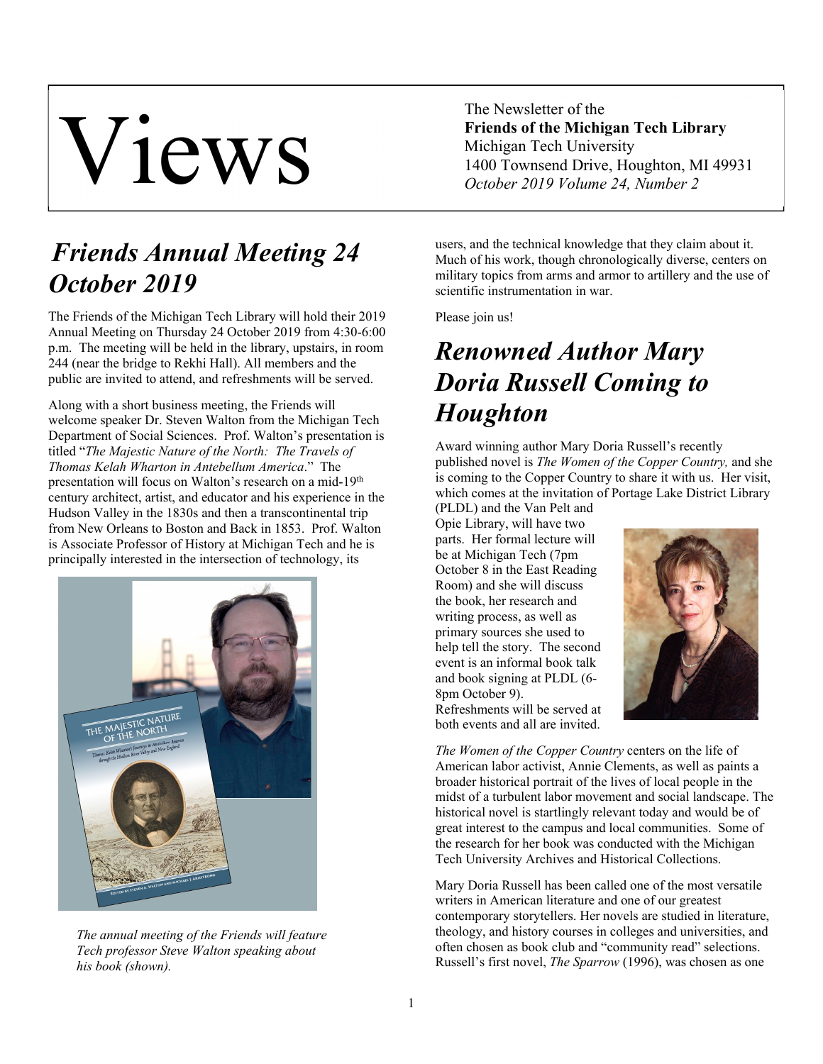# Views

The Newsletter of the
**Friends of the Michigan Tech Library**
Michigan Tech University
1400 Townsend Drive, Houghton, MI 49931
*October 2019 Volume 24, Number 2*

## *Friends Annual Meeting 24 October 2019*

The Friends of the Michigan Tech Library will hold their 2019 Annual Meeting on Thursday 24 October 2019 from 4:30-6:00 p.m. The meeting will be held in the library, upstairs, in room 244 (near the bridge to Rekhi Hall). All members and the public are invited to attend, and refreshments will be served.

Along with a short business meeting, the Friends will welcome speaker Dr. Steven Walton from the Michigan Tech Department of Social Sciences. Prof. Walton's presentation is titled "*The Majestic Nature of the North: The Travels of Thomas Kelah Wharton in Antebellum America*." The presentation will focus on Walton's research on a mid-19th century architect, artist, and educator and his experience in the Hudson Valley in the 1830s and then a transcontinental trip from New Orleans to Boston and Back in 1853. Prof. Walton is Associate Professor of History at Michigan Tech and he is principally interested in the intersection of technology, its users, and the technical knowledge that they claim about it. Much of his work, though chronologically diverse, centers on military topics from arms and armor to artillery and the use of scientific instrumentation in war.

*The annual meeting of the Friends will feature Tech professor Steve Walton speaking about his book (shown).*

Please join us!

## *Renowned Author Mary Doria Russell Coming to Houghton*

Award winning author Mary Doria Russell's recently published novel is *The Women of the Copper Country,* and she is coming to the Copper Country to share it with us. Her visit, which comes at the invitation of Portage Lake District Library (PLDL) and the Van Pelt and Opie Library, will have two parts. Her formal lecture will be at Michigan Tech (7pm October 8 in the East Reading Room) and she will discuss the book, her research and writing process, as well as primary sources she used to help tell the story. The second event is an informal book talk and book signing at PLDL (6-8pm October 9). Refreshments will be served at both events and all are invited.

*The Women of the Copper Country* centers on the life of American labor activist, Annie Clements, as well as paints a broader historical portrait of the lives of local people in the midst of a turbulent labor movement and social landscape. The historical novel is startlingly relevant today and would be of great interest to the campus and local communities. Some of the research for her book was conducted with the Michigan Tech University Archives and Historical Collections.

Mary Doria Russell has been called one of the most versatile writers in American literature and one of our greatest contemporary storytellers. Her novels are studied in literature, theology, and history courses in colleges and universities, and often chosen as book club and "community read" selections. Russell's first novel, *The Sparrow* (1996), was chosen as one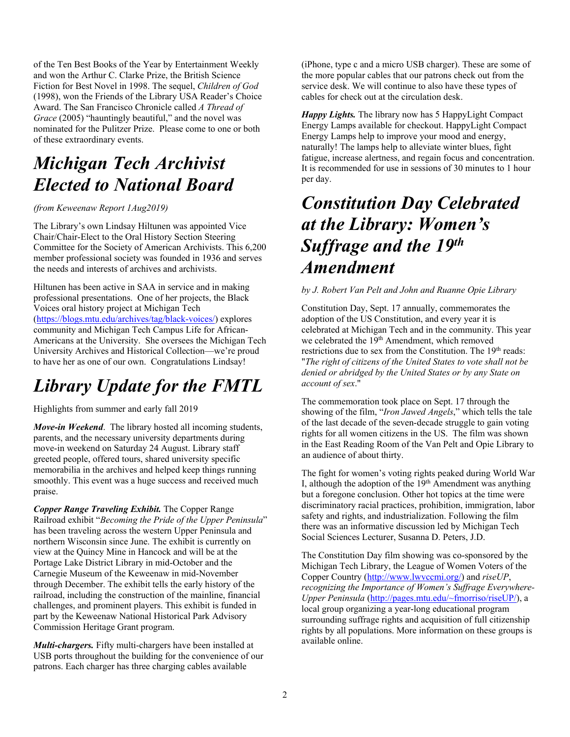of the Ten Best Books of the Year by Entertainment Weekly and won the Arthur C. Clarke Prize, the British Science Fiction for Best Novel in 1998. The sequel, *Children of God* (1998), won the Friends of the Library USA Reader's Choice Award. The San Francisco Chronicle called *A Thread of Grace* (2005) "hauntingly beautiful," and the novel was nominated for the Pulitzer Prize. Please come to one or both of these extraordinary events.

# *Michigan Tech Archivist Elected to National Board*

*(from Keweenaw Report 1Aug2019)*

The Library's own Lindsay Hiltunen was appointed Vice Chair/Chair-Elect to the Oral History Section Steering Committee for the Society of American Archivists. This 6,200 member professional society was founded in 1936 and serves the needs and interests of archives and archivists.

Hiltunen has been active in SAA in service and in making professional presentations. One of her projects, the Black Voices oral history project at Michigan Tech (https://blogs.mtu.edu/archives/tag/black-voices/) explores community and Michigan Tech Campus Life for African-Americans at the University. She oversees the Michigan Tech University Archives and Historical Collection—we're proud to have her as one of our own. Congratulations Lindsay!

# *Library Update for the FMTL*

Highlights from summer and early fall 2019

***Move-in Weekend***. The library hosted all incoming students, parents, and the necessary university departments during move-in weekend on Saturday 24 August. Library staff greeted people, offered tours, shared university specific memorabilia in the archives and helped keep things running smoothly. This event was a huge success and received much praise.

***Copper Range Traveling Exhibit.*** The Copper Range Railroad exhibit "*Becoming the Pride of the Upper Peninsula*" has been traveling across the western Upper Peninsula and northern Wisconsin since June. The exhibit is currently on view at the Quincy Mine in Hancock and will be at the Portage Lake District Library in mid-October and the Carnegie Museum of the Keweenaw in mid-November through December. The exhibit tells the early history of the railroad, including the construction of the mainline, financial challenges, and prominent players. This exhibit is funded in part by the Keweenaw National Historical Park Advisory Commission Heritage Grant program.

***Multi-chargers.*** Fifty multi-chargers have been installed at USB ports throughout the building for the convenience of our patrons. Each charger has three charging cables available (iPhone, type c and a micro USB charger). These are some of the more popular cables that our patrons check out from the service desk. We will continue to also have these types of cables for check out at the circulation desk.

***Happy Lights.*** The library now has 5 HappyLight Compact Energy Lamps available for checkout. HappyLight Compact Energy Lamps help to improve your mood and energy, naturally! The lamps help to alleviate winter blues, fight fatigue, increase alertness, and regain focus and concentration. It is recommended for use in sessions of 30 minutes to 1 hour per day.

# ***Constitution Day Celebrated at the Library: Women's Suffrage and the 19th Amendment***

*by J. Robert Van Pelt and John and Ruanne Opie Library*

Constitution Day, Sept. 17 annually, commemorates the adoption of the US Constitution, and every year it is celebrated at Michigan Tech and in the community. This year we celebrated the 19th Amendment, which removed restrictions due to sex from the Constitution. The 19th reads: "*The right of citizens of the United States to vote shall not be denied or abridged by the United States or by any State on account of sex*."

The commemoration took place on Sept. 17 through the showing of the film, "*Iron Jawed Angels*," which tells the tale of the last decade of the seven-decade struggle to gain voting rights for all women citizens in the US. The film was shown in the East Reading Room of the Van Pelt and Opie Library to an audience of about thirty.

The fight for women's voting rights peaked during World War I, although the adoption of the 19th Amendment was anything but a foregone conclusion. Other hot topics at the time were discriminatory racial practices, prohibition, immigration, labor safety and rights, and industrialization. Following the film there was an informative discussion led by Michigan Tech Social Sciences Lecturer, Susanna D. Peters, J.D.

The Constitution Day film showing was co-sponsored by the Michigan Tech Library, the League of Women Voters of the Copper Country (http://www.lwvccmi.org/) and *riseUP*, *recognizing the Importance of Women's Suffrage Everywhere-Upper Peninsula* (http://pages.mtu.edu/~fmorriso/riseUP/), a local group organizing a year-long educational program surrounding suffrage rights and acquisition of full citizenship rights by all populations. More information on these groups is available online.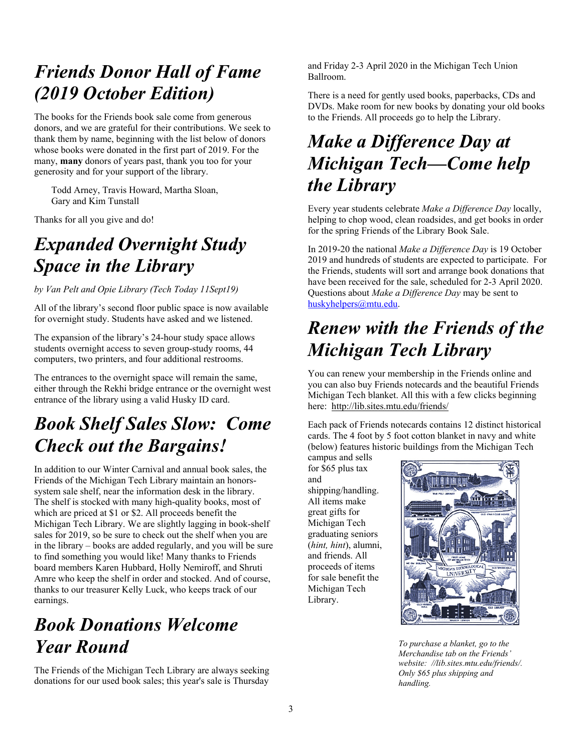# *Friends Donor Hall of Fame (2019 October Edition)*

The books for the Friends book sale come from generous donors, and we are grateful for their contributions. We seek to thank them by name, beginning with the list below of donors whose books were donated in the first part of 2019. For the many, **many** donors of years past, thank you too for your generosity and for your support of the library.

> Todd Arney, Travis Howard, Martha Sloan, Gary and Kim Tunstall

Thanks for all you give and do!

# *Expanded Overnight Study Space in the Library*

*by Van Pelt and Opie Library (Tech Today 11Sept19)*

All of the library's second floor public space is now available for overnight study. Students have asked and we listened.

The expansion of the library's 24-hour study space allows students overnight access to seven group-study rooms, 44 computers, two printers, and four additional restrooms.

The entrances to the overnight space will remain the same, either through the Rekhi bridge entrance or the overnight west entrance of the library using a valid Husky ID card.

# *Book Shelf Sales Slow: Come Check out the Bargains!*

In addition to our Winter Carnival and annual book sales, the Friends of the Michigan Tech Library maintain an honors-system sale shelf, near the information desk in the library. The shelf is stocked with many high-quality books, most of which are priced at $1 or $2. All proceeds benefit the Michigan Tech Library. We are slightly lagging in book-shelf sales for 2019, so be sure to check out the shelf when you are in the library – books are added regularly, and you will be sure to find something you would like! Many thanks to Friends board members Karen Hubbard, Holly Nemiroff, and Shruti Amre who keep the shelf in order and stocked. And of course, thanks to our treasurer Kelly Luck, who keeps track of our earnings.

# *Book Donations Welcome Year Round*

The Friends of the Michigan Tech Library are always seeking donations for our used book sales; this year's sale is Thursday and Friday 2-3 April 2020 in the Michigan Tech Union Ballroom.

There is a need for gently used books, paperbacks, CDs and DVDs. Make room for new books by donating your old books to the Friends. All proceeds go to help the Library.

# *Make a Difference Day at Michigan Tech—Come help the Library*

Every year students celebrate *Make a Difference Day* locally, helping to chop wood, clean roadsides, and get books in order for the spring Friends of the Library Book Sale.

In 2019-20 the national *Make a Difference Day* is 19 October 2019 and hundreds of students are expected to participate. For the Friends, students will sort and arrange book donations that have been received for the sale, scheduled for 2-3 April 2020. Questions about *Make a Difference Day* may be sent to huskyhelpers@mtu.edu.

# *Renew with the Friends of the Michigan Tech Library*

You can renew your membership in the Friends online and you can also buy Friends notecards and the beautiful Friends Michigan Tech blanket. All this with a few clicks beginning here: http://lib.sites.mtu.edu/friends/

Each pack of Friends notecards contains 12 distinct historical cards. The 4 foot by 5 foot cotton blanket in navy and white (below) features historic buildings from the Michigan Tech campus and sells for $65 plus tax and shipping/handling. All items make great gifts for Michigan Tech graduating seniors (*hint, hint*), alumni, and friends. All proceeds of items for sale benefit the Michigan Tech Library.

*To purchase a blanket, go to the Merchandise tab on the Friends' website: //lib.sites.mtu.edu/friends/. Only $65 plus shipping and handling.*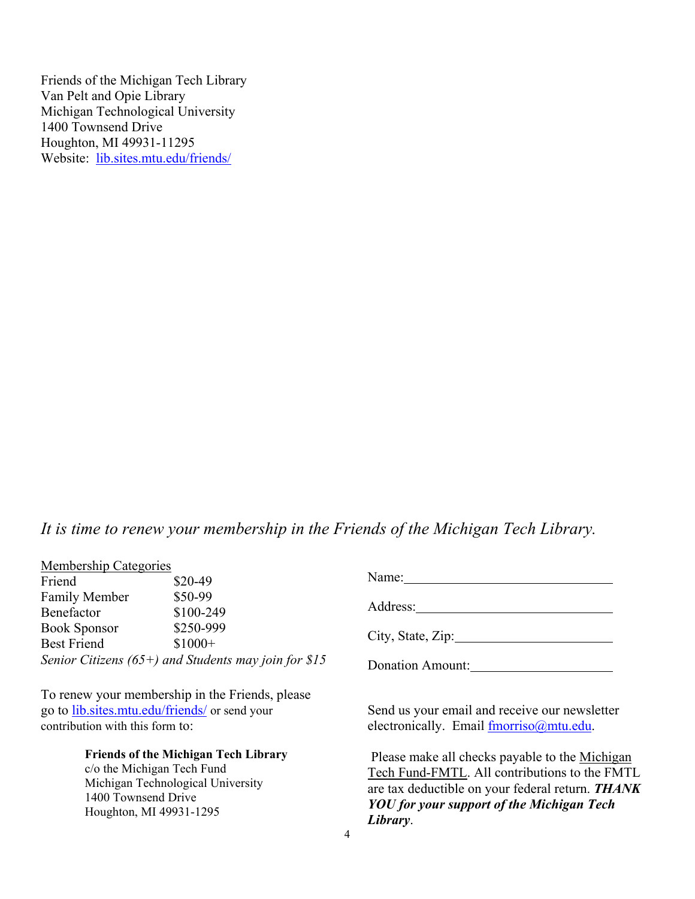Friends of the Michigan Tech Library
Van Pelt and Opie Library
Michigan Technological University
1400 Townsend Drive
Houghton, MI 49931-11295
Website: lib.sites.mtu.edu/friends/

*It is time to renew your membership in the Friends of the Michigan Tech Library.*

Membership Categories

| | |
|---|---|
| Friend | $20-49 |
| Family Member | $50-99 |
| Benefactor | $100-249 |
| Book Sponsor | $250-999 |
| Best Friend | $1000+ |

*Senior Citizens (65+) and Students may join for $15*

To renew your membership in the Friends, please go to lib.sites.mtu.edu/friends/ or send your contribution with this form to:

**Friends of the Michigan Tech Library**
c/o the Michigan Tech Fund
Michigan Technological University
1400 Townsend Drive
Houghton, MI 49931-1295

Name:\_\_\_\_\_\_\_\_\_\_\_\_\_\_\_\_\_\_\_\_\_\_\_\_\_\_\_\_

Address:\_\_\_\_\_\_\_\_\_\_\_\_\_\_\_\_\_\_\_\_\_\_\_\_\_\_\_\_

City, State, Zip:\_\_\_\_\_\_\_\_\_\_\_\_\_\_\_\_\_\_\_\_\_\_

Donation Amount:\_\_\_\_\_\_\_\_\_\_\_\_\_\_\_\_\_\_\_\_

Send us your email and receive our newsletter electronically. Email fmorriso@mtu.edu.

Please make all checks payable to the Michigan Tech Fund-FMTL. All contributions to the FMTL are tax deductible on your federal return. ***THANK YOU for your support of the Michigan Tech Library***.